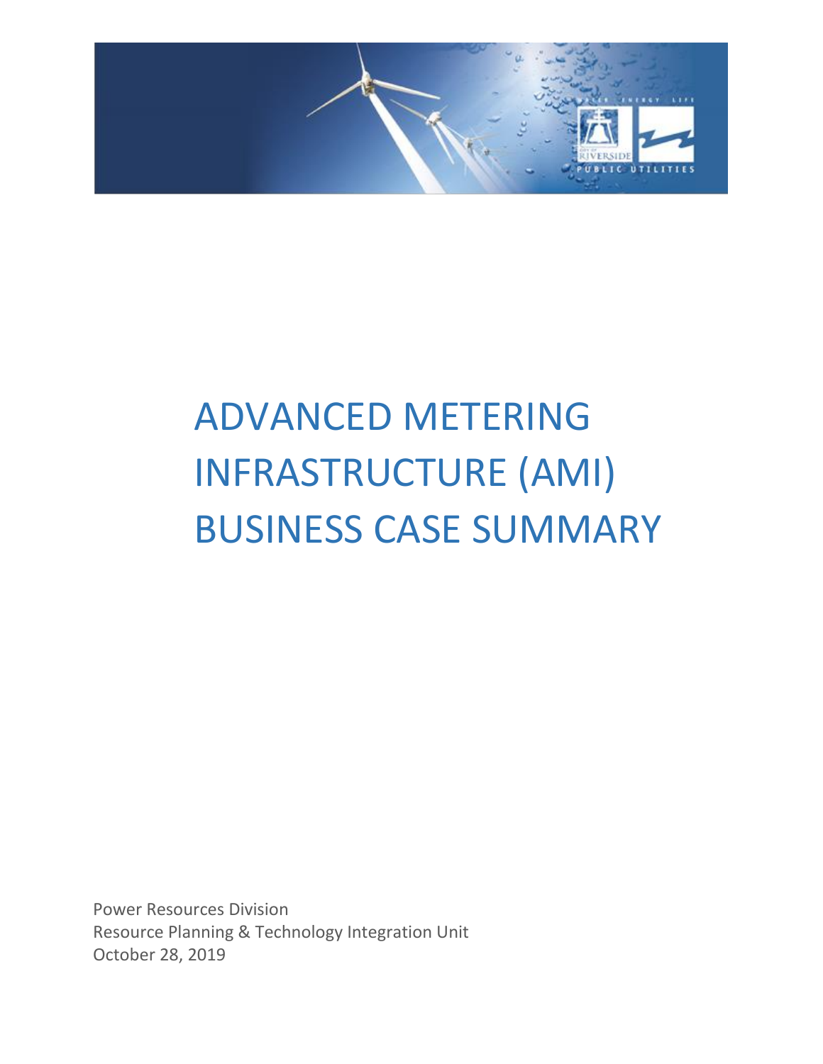# ADVANCED METERING INFRASTRUCTURE (AMI) BUSINESS CASE SUMMARY

Power Resources Division
Resource Planning & Technology Integration Unit
October 28, 2019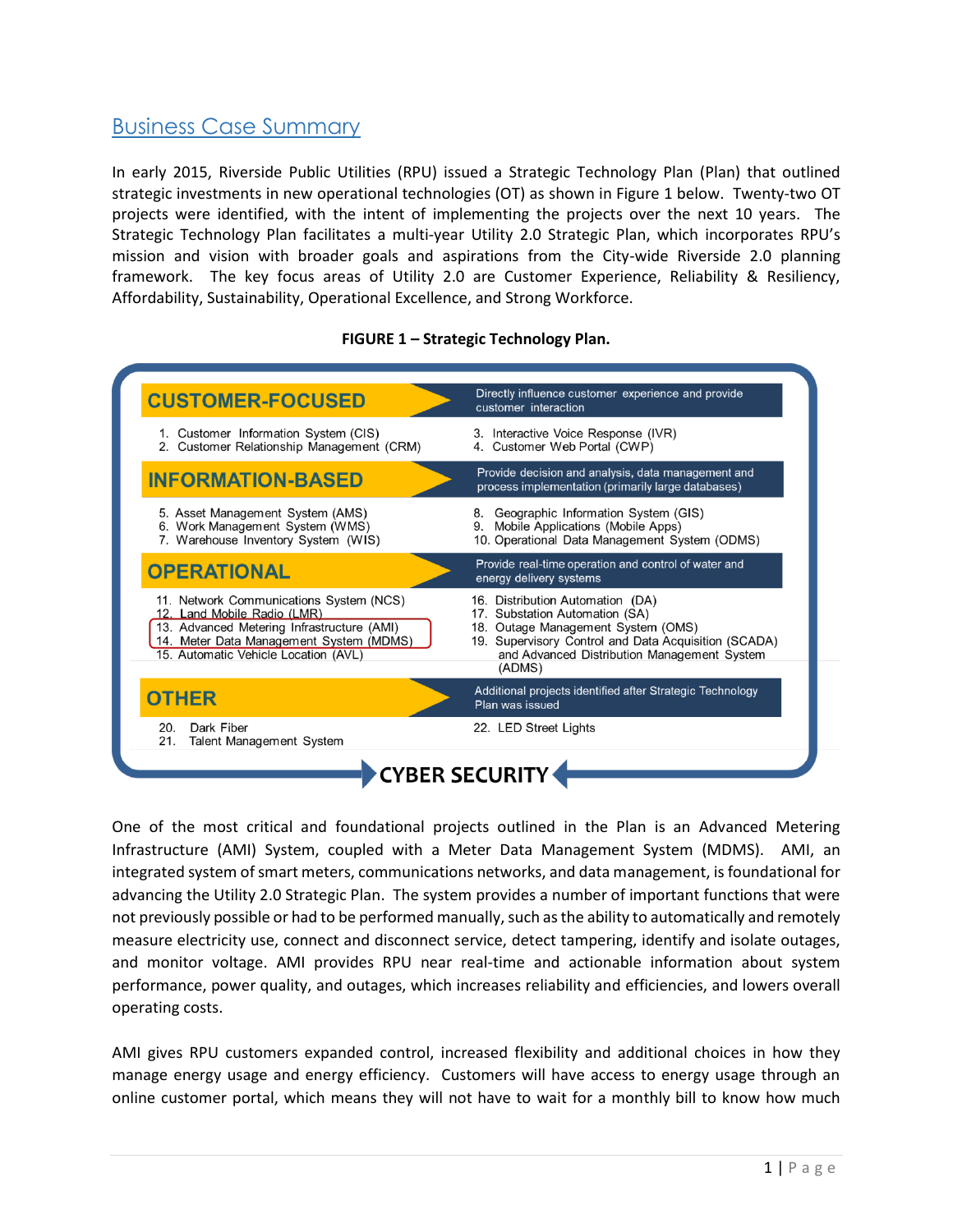## Business Case Summary

In early 2015, Riverside Public Utilities (RPU) issued a Strategic Technology Plan (Plan) that outlined strategic investments in new operational technologies (OT) as shown in Figure 1 below. Twenty-two OT projects were identified, with the intent of implementing the projects over the next 10 years. The Strategic Technology Plan facilitates a multi-year Utility 2.0 Strategic Plan, which incorporates RPU's mission and vision with broader goals and aspirations from the City-wide Riverside 2.0 planning framework. The key focus areas of Utility 2.0 are Customer Experience, Reliability & Resiliency, Affordability, Sustainability, Operational Excellence, and Strong Workforce.

**FIGURE 1 – Strategic Technology Plan.**

| CUSTOMER-FOCUSED | Directly influence customer experience and provide customer interaction |
|---|---|
| 1. Customer Information System (CIS)<br>2. Customer Relationship Management (CRM) | 3. Interactive Voice Response (IVR)<br>4. Customer Web Portal (CWP) |
| **INFORMATION-BASED** | Provide decision and analysis, data management and process implementation (primarily large databases) |
| 5. Asset Management System (AMS)<br>6. Work Management System (WMS)<br>7. Warehouse Inventory System (WIS) | 8. Geographic Information System (GIS)<br>9. Mobile Applications (Mobile Apps)<br>10. Operational Data Management System (ODMS) |
| **OPERATIONAL** | Provide real-time operation and control of water and energy delivery systems |
| 11. Network Communications System (NCS)<br>12. Land Mobile Radio (LMR)<br>13. Advanced Metering Infrastructure (AMI)<br>14. Meter Data Management System (MDMS)<br>15. Automatic Vehicle Location (AVL) | 16. Distribution Automation (DA)<br>17. Substation Automation (SA)<br>18. Outage Management System (OMS)<br>19. Supervisory Control and Data Acquisition (SCADA) and Advanced Distribution Management System (ADMS) |
| **OTHER** | Additional projects identified after Strategic Technology Plan was issued |
| 20. Dark Fiber<br>21. Talent Management System | 22. LED Street Lights |

**CYBER SECURITY**

One of the most critical and foundational projects outlined in the Plan is an Advanced Metering Infrastructure (AMI) System, coupled with a Meter Data Management System (MDMS). AMI, an integrated system of smart meters, communications networks, and data management, is foundational for advancing the Utility 2.0 Strategic Plan. The system provides a number of important functions that were not previously possible or had to be performed manually, such as the ability to automatically and remotely measure electricity use, connect and disconnect service, detect tampering, identify and isolate outages, and monitor voltage. AMI provides RPU near real-time and actionable information about system performance, power quality, and outages, which increases reliability and efficiencies, and lowers overall operating costs.

AMI gives RPU customers expanded control, increased flexibility and additional choices in how they manage energy usage and energy efficiency. Customers will have access to energy usage through an online customer portal, which means they will not have to wait for a monthly bill to know how much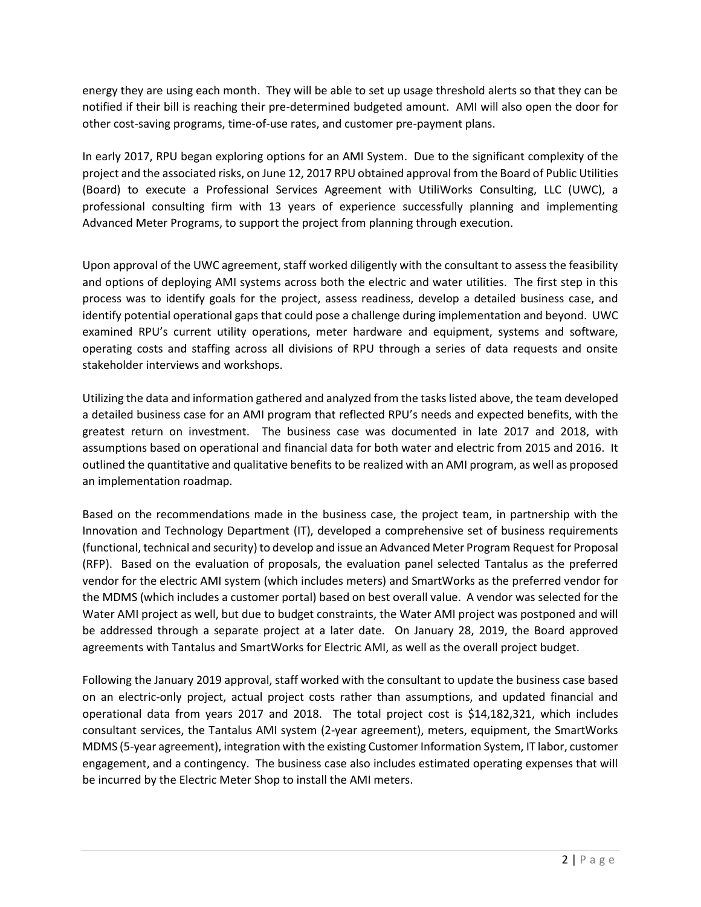energy they are using each month. They will be able to set up usage threshold alerts so that they can be notified if their bill is reaching their pre-determined budgeted amount. AMI will also open the door for other cost-saving programs, time-of-use rates, and customer pre-payment plans.

In early 2017, RPU began exploring options for an AMI System. Due to the significant complexity of the project and the associated risks, on June 12, 2017 RPU obtained approval from the Board of Public Utilities (Board) to execute a Professional Services Agreement with UtiliWorks Consulting, LLC (UWC), a professional consulting firm with 13 years of experience successfully planning and implementing Advanced Meter Programs, to support the project from planning through execution.

Upon approval of the UWC agreement, staff worked diligently with the consultant to assess the feasibility and options of deploying AMI systems across both the electric and water utilities. The first step in this process was to identify goals for the project, assess readiness, develop a detailed business case, and identify potential operational gaps that could pose a challenge during implementation and beyond. UWC examined RPU's current utility operations, meter hardware and equipment, systems and software, operating costs and staffing across all divisions of RPU through a series of data requests and onsite stakeholder interviews and workshops.

Utilizing the data and information gathered and analyzed from the tasks listed above, the team developed a detailed business case for an AMI program that reflected RPU's needs and expected benefits, with the greatest return on investment. The business case was documented in late 2017 and 2018, with assumptions based on operational and financial data for both water and electric from 2015 and 2016. It outlined the quantitative and qualitative benefits to be realized with an AMI program, as well as proposed an implementation roadmap.

Based on the recommendations made in the business case, the project team, in partnership with the Innovation and Technology Department (IT), developed a comprehensive set of business requirements (functional, technical and security) to develop and issue an Advanced Meter Program Request for Proposal (RFP). Based on the evaluation of proposals, the evaluation panel selected Tantalus as the preferred vendor for the electric AMI system (which includes meters) and SmartWorks as the preferred vendor for the MDMS (which includes a customer portal) based on best overall value. A vendor was selected for the Water AMI project as well, but due to budget constraints, the Water AMI project was postponed and will be addressed through a separate project at a later date. On January 28, 2019, the Board approved agreements with Tantalus and SmartWorks for Electric AMI, as well as the overall project budget.

Following the January 2019 approval, staff worked with the consultant to update the business case based on an electric-only project, actual project costs rather than assumptions, and updated financial and operational data from years 2017 and 2018. The total project cost is $14,182,321, which includes consultant services, the Tantalus AMI system (2-year agreement), meters, equipment, the SmartWorks MDMS (5-year agreement), integration with the existing Customer Information System, IT labor, customer engagement, and a contingency. The business case also includes estimated operating expenses that will be incurred by the Electric Meter Shop to install the AMI meters.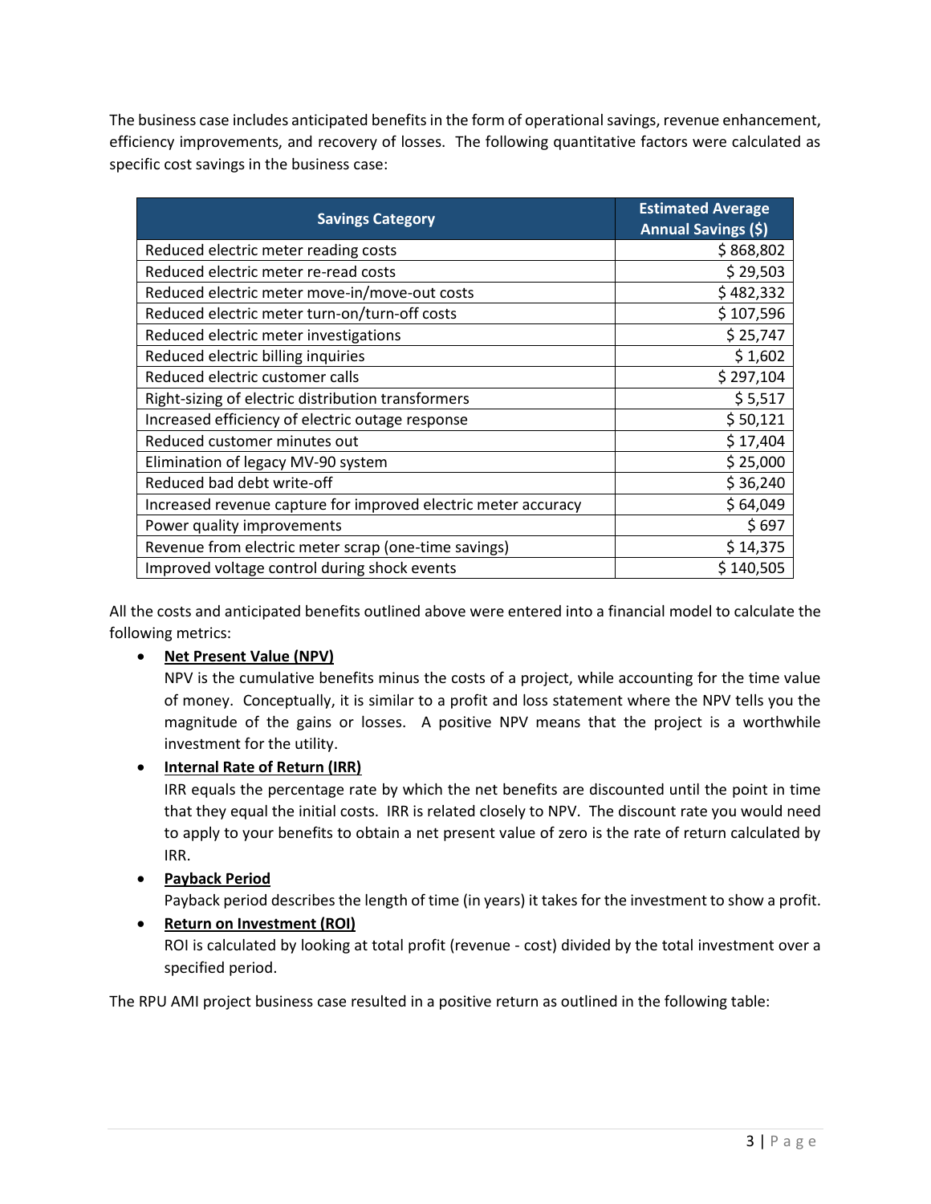The business case includes anticipated benefits in the form of operational savings, revenue enhancement, efficiency improvements, and recovery of losses. The following quantitative factors were calculated as specific cost savings in the business case:

| Savings Category | Estimated Average Annual Savings ($) |
|---|---|
| Reduced electric meter reading costs | $ 868,802 |
| Reduced electric meter re-read costs | $ 29,503 |
| Reduced electric meter move-in/move-out costs | $ 482,332 |
| Reduced electric meter turn-on/turn-off costs | $ 107,596 |
| Reduced electric meter investigations | $ 25,747 |
| Reduced electric billing inquiries | $ 1,602 |
| Reduced electric customer calls | $ 297,104 |
| Right-sizing of electric distribution transformers | $ 5,517 |
| Increased efficiency of electric outage response | $ 50,121 |
| Reduced customer minutes out | $ 17,404 |
| Elimination of legacy MV-90 system | $ 25,000 |
| Reduced bad debt write-off | $ 36,240 |
| Increased revenue capture for improved electric meter accuracy | $ 64,049 |
| Power quality improvements | $ 697 |
| Revenue from electric meter scrap (one-time savings) | $ 14,375 |
| Improved voltage control during shock events | $ 140,505 |

All the costs and anticipated benefits outlined above were entered into a financial model to calculate the following metrics:

- **Net Present Value (NPV)**
  NPV is the cumulative benefits minus the costs of a project, while accounting for the time value of money. Conceptually, it is similar to a profit and loss statement where the NPV tells you the magnitude of the gains or losses. A positive NPV means that the project is a worthwhile investment for the utility.
- **Internal Rate of Return (IRR)**
  IRR equals the percentage rate by which the net benefits are discounted until the point in time that they equal the initial costs. IRR is related closely to NPV. The discount rate you would need to apply to your benefits to obtain a net present value of zero is the rate of return calculated by IRR.
- **Payback Period**
  Payback period describes the length of time (in years) it takes for the investment to show a profit.
- **Return on Investment (ROI)**
  ROI is calculated by looking at total profit (revenue - cost) divided by the total investment over a specified period.

The RPU AMI project business case resulted in a positive return as outlined in the following table: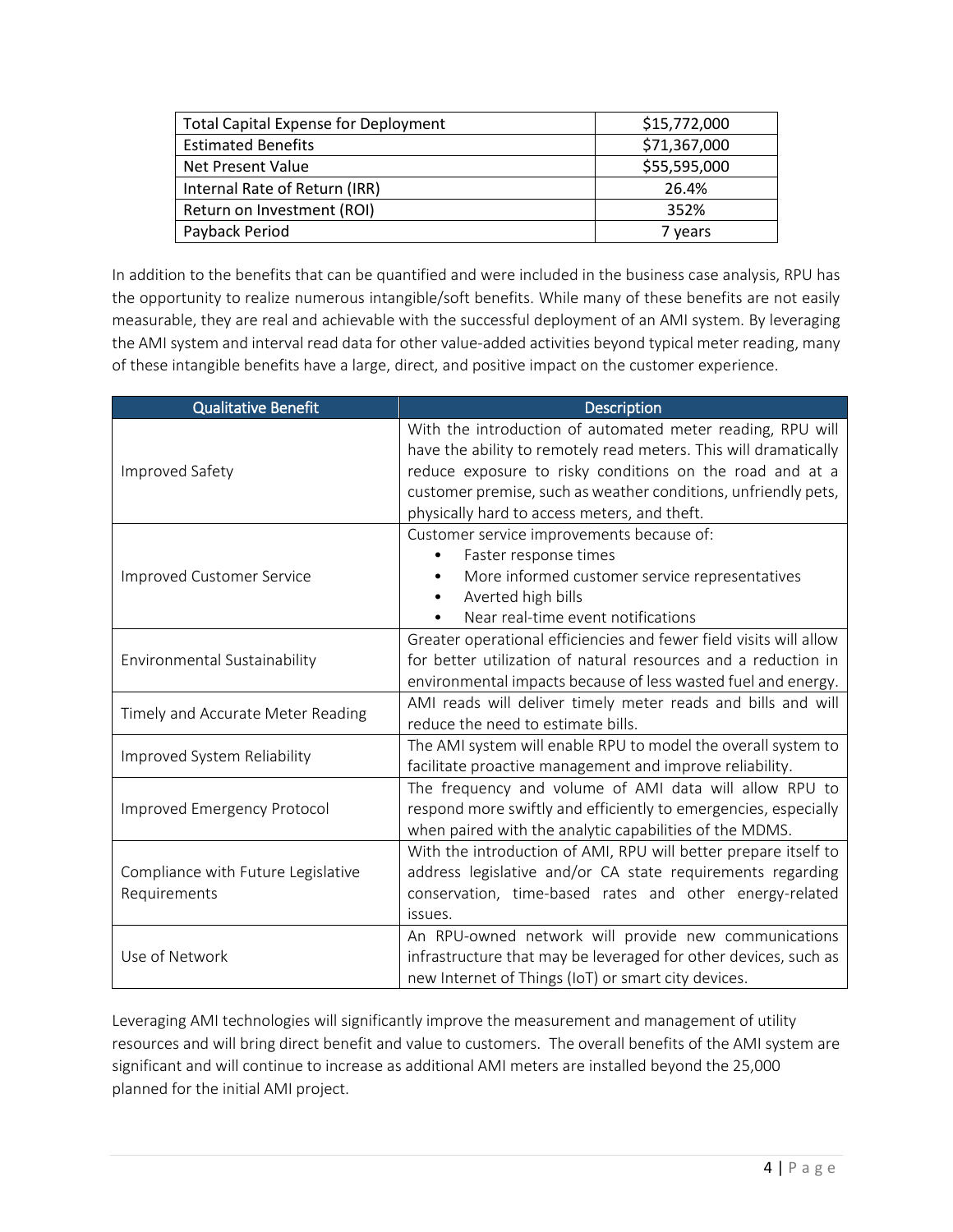| | |
|---|---|
| Total Capital Expense for Deployment | $15,772,000 |
| Estimated Benefits | $71,367,000 |
| Net Present Value | $55,595,000 |
| Internal Rate of Return (IRR) | 26.4% |
| Return on Investment (ROI) | 352% |
| Payback Period | 7 years |

In addition to the benefits that can be quantified and were included in the business case analysis, RPU has the opportunity to realize numerous intangible/soft benefits. While many of these benefits are not easily measurable, they are real and achievable with the successful deployment of an AMI system. By leveraging the AMI system and interval read data for other value-added activities beyond typical meter reading, many of these intangible benefits have a large, direct, and positive impact on the customer experience.

| Qualitative Benefit | Description |
|---|---|
| Improved Safety | With the introduction of automated meter reading, RPU will have the ability to remotely read meters. This will dramatically reduce exposure to risky conditions on the road and at a customer premise, such as weather conditions, unfriendly pets, physically hard to access meters, and theft. |
| Improved Customer Service | Customer service improvements because of:<br>• Faster response times<br>• More informed customer service representatives<br>• Averted high bills<br>• Near real-time event notifications |
| Environmental Sustainability | Greater operational efficiencies and fewer field visits will allow for better utilization of natural resources and a reduction in environmental impacts because of less wasted fuel and energy. |
| Timely and Accurate Meter Reading | AMI reads will deliver timely meter reads and bills and will reduce the need to estimate bills. |
| Improved System Reliability | The AMI system will enable RPU to model the overall system to facilitate proactive management and improve reliability. |
| Improved Emergency Protocol | The frequency and volume of AMI data will allow RPU to respond more swiftly and efficiently to emergencies, especially when paired with the analytic capabilities of the MDMS. |
| Compliance with Future Legislative Requirements | With the introduction of AMI, RPU will better prepare itself to address legislative and/or CA state requirements regarding conservation, time-based rates and other energy-related issues. |
| Use of Network | An RPU-owned network will provide new communications infrastructure that may be leveraged for other devices, such as new Internet of Things (IoT) or smart city devices. |

Leveraging AMI technologies will significantly improve the measurement and management of utility resources and will bring direct benefit and value to customers. The overall benefits of the AMI system are significant and will continue to increase as additional AMI meters are installed beyond the 25,000 planned for the initial AMI project.